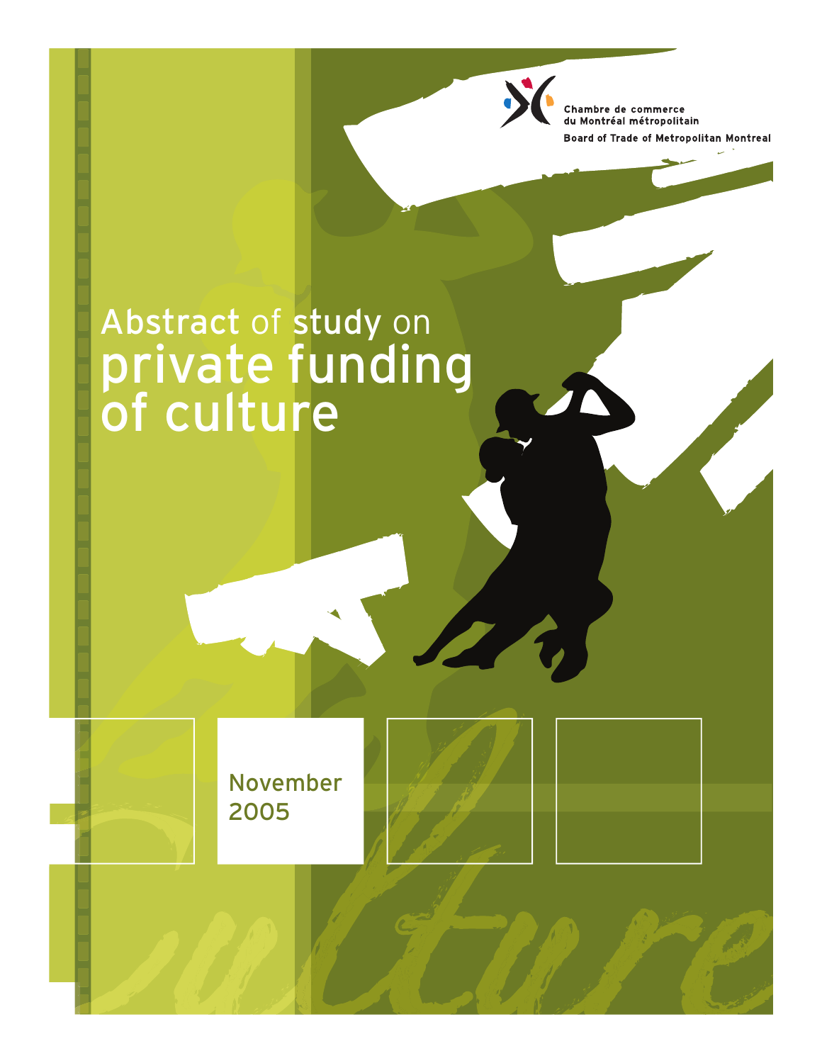Chambre de commerce du Montréal métropolitain

Board of Trade of Metropolitan Montreal

# Abstract of study on private funding of culture

November 2005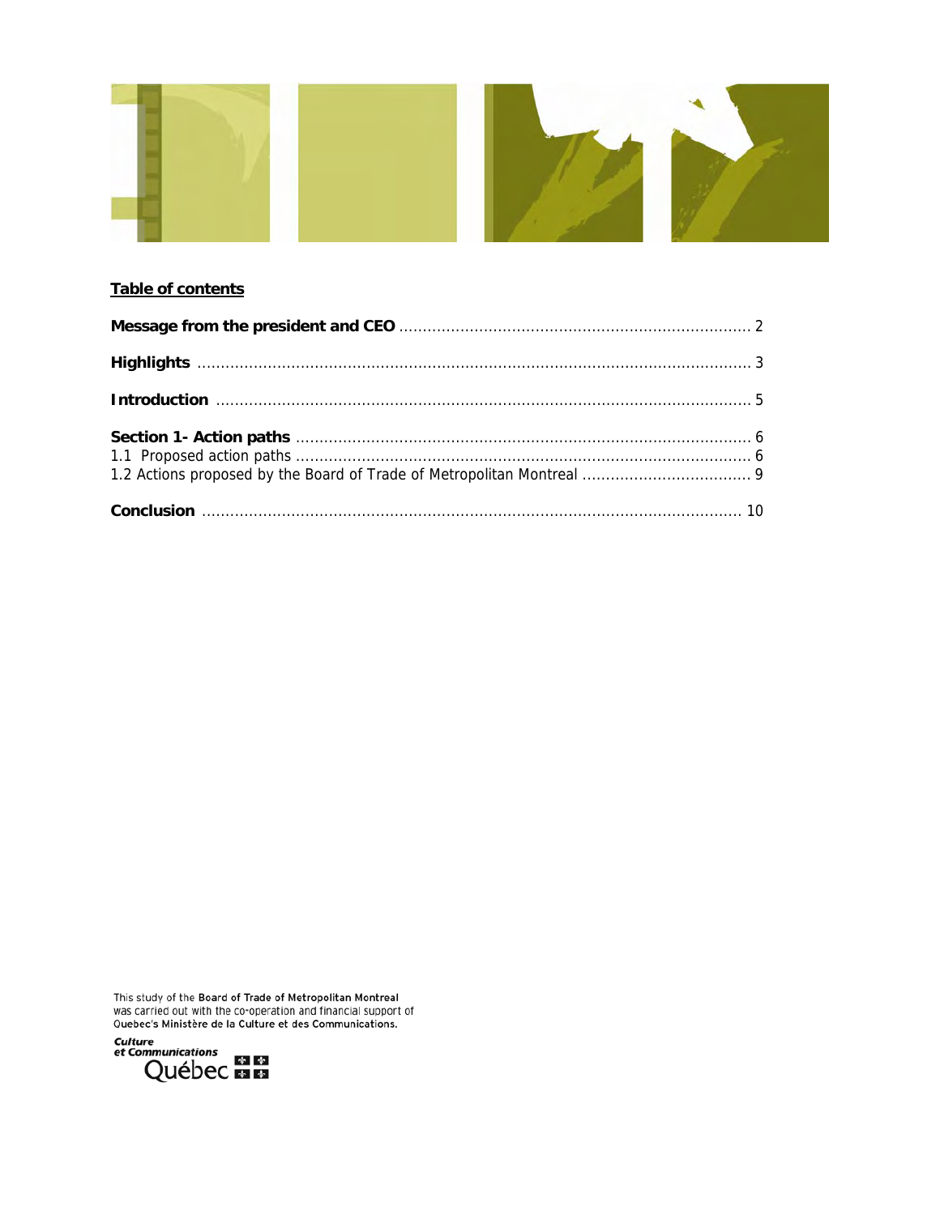**Table of contents**

**Message from the president and CEO** .......................................................................... 2

**Highlights** .................................................................................................................... 3

**Introduction** ................................................................................................................ 5

**Section 1- Action paths** ............................................................................................... 6
1.1 Proposed action paths ............................................................................................... 6
1.2 Actions proposed by the Board of Trade of Metropolitan Montreal .................................... 9

**Conclusion** ................................................................................................................. 10

This study of the **Board of Trade of Metropolitan Montreal** was carried out with the co-operation and financial support of Quebec's **Ministère de la Culture et des Communications.**

*Culture et Communications* Québec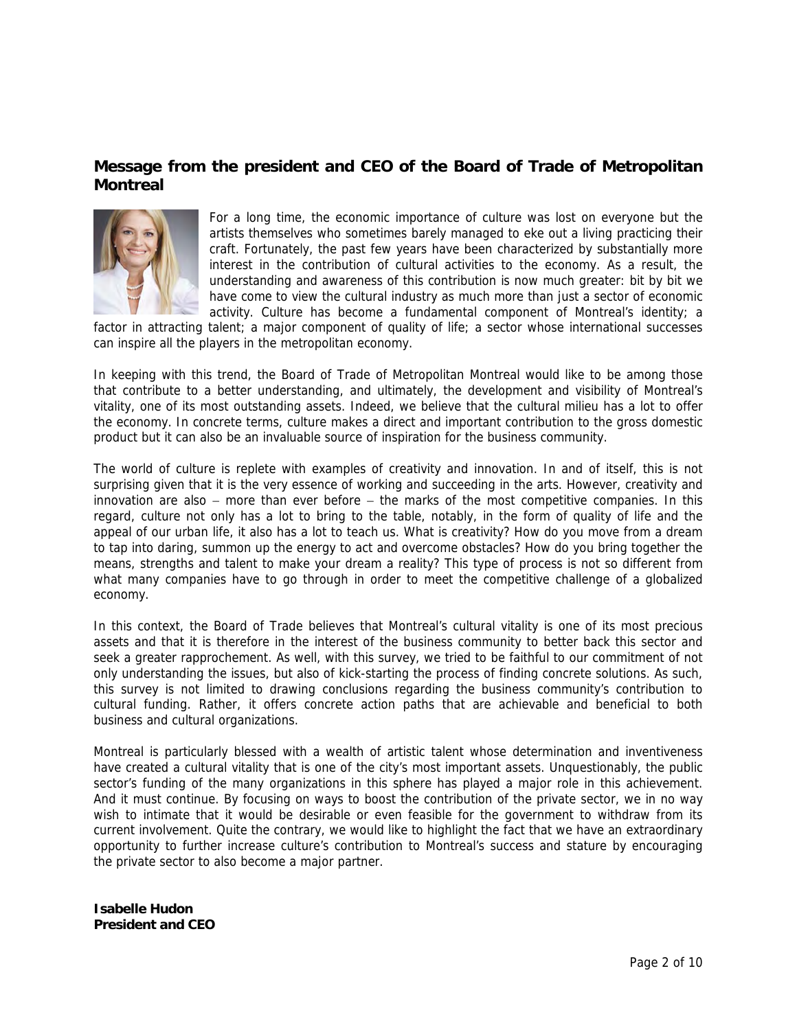## Message from the president and CEO of the Board of Trade of Metropolitan Montreal

For a long time, the economic importance of culture was lost on everyone but the artists themselves who sometimes barely managed to eke out a living practicing their craft. Fortunately, the past few years have been characterized by substantially more interest in the contribution of cultural activities to the economy. As a result, the understanding and awareness of this contribution is now much greater: bit by bit we have come to view the cultural industry as much more than just a sector of economic activity. Culture has become a fundamental component of Montreal's identity; a factor in attracting talent; a major component of quality of life; a sector whose international successes can inspire all the players in the metropolitan economy.

In keeping with this trend, the Board of Trade of Metropolitan Montreal would like to be among those that contribute to a better understanding, and ultimately, the development and visibility of Montreal's vitality, one of its most outstanding assets. Indeed, we believe that the cultural milieu has a lot to offer the economy. In concrete terms, culture makes a direct and important contribution to the gross domestic product but it can also be an invaluable source of inspiration for the business community.

The world of culture is replete with examples of creativity and innovation. In and of itself, this is not surprising given that it is the very essence of working and succeeding in the arts. However, creativity and innovation are also – more than ever before – the marks of the most competitive companies. In this regard, culture not only has a lot to bring to the table, notably, in the form of quality of life and the appeal of our urban life, it also has a lot to teach us. What is creativity? How do you move from a dream to tap into daring, summon up the energy to act and overcome obstacles? How do you bring together the means, strengths and talent to make your dream a reality? This type of process is not so different from what many companies have to go through in order to meet the competitive challenge of a globalized economy.

In this context, the Board of Trade believes that Montreal's cultural vitality is one of its most precious assets and that it is therefore in the interest of the business community to better back this sector and seek a greater rapprochement. As well, with this survey, we tried to be faithful to our commitment of not only understanding the issues, but also of kick-starting the process of finding concrete solutions. As such, this survey is not limited to drawing conclusions regarding the business community's contribution to cultural funding. Rather, it offers concrete action paths that are achievable and beneficial to both business and cultural organizations.

Montreal is particularly blessed with a wealth of artistic talent whose determination and inventiveness have created a cultural vitality that is one of the city's most important assets. Unquestionably, the public sector's funding of the many organizations in this sphere has played a major role in this achievement. And it must continue. By focusing on ways to boost the contribution of the private sector, we in no way wish to intimate that it would be desirable or even feasible for the government to withdraw from its current involvement. Quite the contrary, we would like to highlight the fact that we have an extraordinary opportunity to further increase culture's contribution to Montreal's success and stature by encouraging the private sector to also become a major partner.

**Isabelle Hudon**
**President and CEO**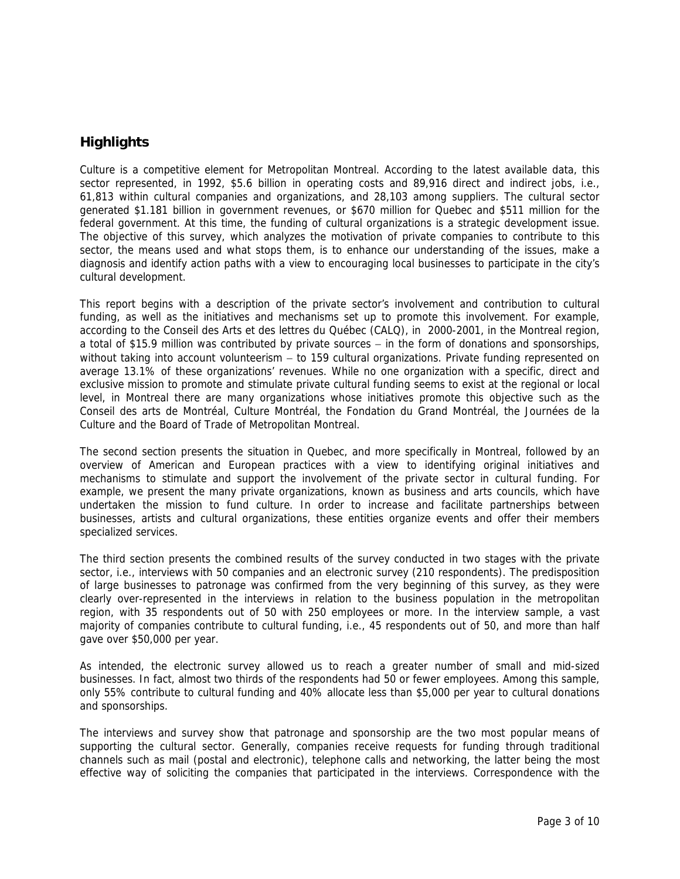## Highlights

Culture is a competitive element for Metropolitan Montreal. According to the latest available data, this sector represented, in 1992, $5.6 billion in operating costs and 89,916 direct and indirect jobs, i.e., 61,813 within cultural companies and organizations, and 28,103 among suppliers. The cultural sector generated $1.181 billion in government revenues, or $670 million for Quebec and $511 million for the federal government. At this time, the funding of cultural organizations is a strategic development issue. The objective of this survey, which analyzes the motivation of private companies to contribute to this sector, the means used and what stops them, is to enhance our understanding of the issues, make a diagnosis and identify action paths with a view to encouraging local businesses to participate in the city's cultural development.

This report begins with a description of the private sector's involvement and contribution to cultural funding, as well as the initiatives and mechanisms set up to promote this involvement. For example, according to the Conseil des Arts et des lettres du Québec (CALQ), in 2000-2001, in the Montreal region, a total of $15.9 million was contributed by private sources – in the form of donations and sponsorships, without taking into account volunteerism – to 159 cultural organizations. Private funding represented on average 13.1% of these organizations' revenues. While no one organization with a specific, direct and exclusive mission to promote and stimulate private cultural funding seems to exist at the regional or local level, in Montreal there are many organizations whose initiatives promote this objective such as the Conseil des arts de Montréal, Culture Montréal, the Fondation du Grand Montréal, the Journées de la Culture and the Board of Trade of Metropolitan Montreal.

The second section presents the situation in Quebec, and more specifically in Montreal, followed by an overview of American and European practices with a view to identifying original initiatives and mechanisms to stimulate and support the involvement of the private sector in cultural funding. For example, we present the many private organizations, known as business and arts councils, which have undertaken the mission to fund culture. In order to increase and facilitate partnerships between businesses, artists and cultural organizations, these entities organize events and offer their members specialized services.

The third section presents the combined results of the survey conducted in two stages with the private sector, i.e., interviews with 50 companies and an electronic survey (210 respondents). The predisposition of large businesses to patronage was confirmed from the very beginning of this survey, as they were clearly over-represented in the interviews in relation to the business population in the metropolitan region, with 35 respondents out of 50 with 250 employees or more. In the interview sample, a vast majority of companies contribute to cultural funding, i.e., 45 respondents out of 50, and more than half gave over $50,000 per year.

As intended, the electronic survey allowed us to reach a greater number of small and mid-sized businesses. In fact, almost two thirds of the respondents had 50 or fewer employees. Among this sample, only 55% contribute to cultural funding and 40% allocate less than $5,000 per year to cultural donations and sponsorships.

The interviews and survey show that patronage and sponsorship are the two most popular means of supporting the cultural sector. Generally, companies receive requests for funding through traditional channels such as mail (postal and electronic), telephone calls and networking, the latter being the most effective way of soliciting the companies that participated in the interviews. Correspondence with the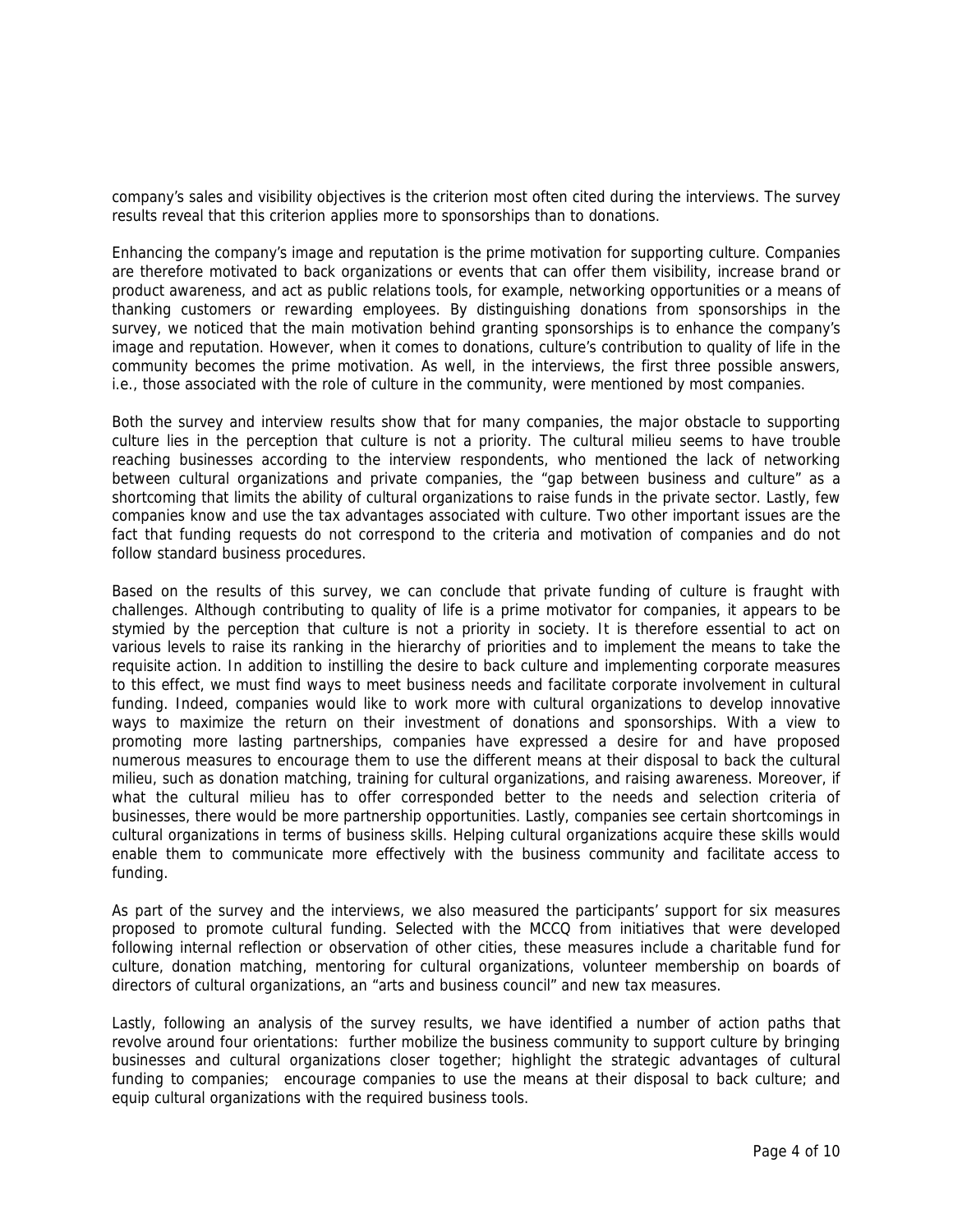company's sales and visibility objectives is the criterion most often cited during the interviews. The survey results reveal that this criterion applies more to sponsorships than to donations.

Enhancing the company's image and reputation is the prime motivation for supporting culture. Companies are therefore motivated to back organizations or events that can offer them visibility, increase brand or product awareness, and act as public relations tools, for example, networking opportunities or a means of thanking customers or rewarding employees. By distinguishing donations from sponsorships in the survey, we noticed that the main motivation behind granting sponsorships is to enhance the company's image and reputation. However, when it comes to donations, culture's contribution to quality of life in the community becomes the prime motivation. As well, in the interviews, the first three possible answers, i.e., those associated with the role of culture in the community, were mentioned by most companies.

Both the survey and interview results show that for many companies, the major obstacle to supporting culture lies in the perception that culture is not a priority. The cultural milieu seems to have trouble reaching businesses according to the interview respondents, who mentioned the lack of networking between cultural organizations and private companies, the "gap between business and culture" as a shortcoming that limits the ability of cultural organizations to raise funds in the private sector. Lastly, few companies know and use the tax advantages associated with culture. Two other important issues are the fact that funding requests do not correspond to the criteria and motivation of companies and do not follow standard business procedures.

Based on the results of this survey, we can conclude that private funding of culture is fraught with challenges. Although contributing to quality of life is a prime motivator for companies, it appears to be stymied by the perception that culture is not a priority in society. It is therefore essential to act on various levels to raise its ranking in the hierarchy of priorities and to implement the means to take the requisite action. In addition to instilling the desire to back culture and implementing corporate measures to this effect, we must find ways to meet business needs and facilitate corporate involvement in cultural funding. Indeed, companies would like to work more with cultural organizations to develop innovative ways to maximize the return on their investment of donations and sponsorships. With a view to promoting more lasting partnerships, companies have expressed a desire for and have proposed numerous measures to encourage them to use the different means at their disposal to back the cultural milieu, such as donation matching, training for cultural organizations, and raising awareness. Moreover, if what the cultural milieu has to offer corresponded better to the needs and selection criteria of businesses, there would be more partnership opportunities. Lastly, companies see certain shortcomings in cultural organizations in terms of business skills. Helping cultural organizations acquire these skills would enable them to communicate more effectively with the business community and facilitate access to funding.

As part of the survey and the interviews, we also measured the participants' support for six measures proposed to promote cultural funding. Selected with the MCCQ from initiatives that were developed following internal reflection or observation of other cities, these measures include a charitable fund for culture, donation matching, mentoring for cultural organizations, volunteer membership on boards of directors of cultural organizations, an "arts and business council" and new tax measures.

Lastly, following an analysis of the survey results, we have identified a number of action paths that revolve around four orientations: further mobilize the business community to support culture by bringing businesses and cultural organizations closer together; highlight the strategic advantages of cultural funding to companies; encourage companies to use the means at their disposal to back culture; and equip cultural organizations with the required business tools.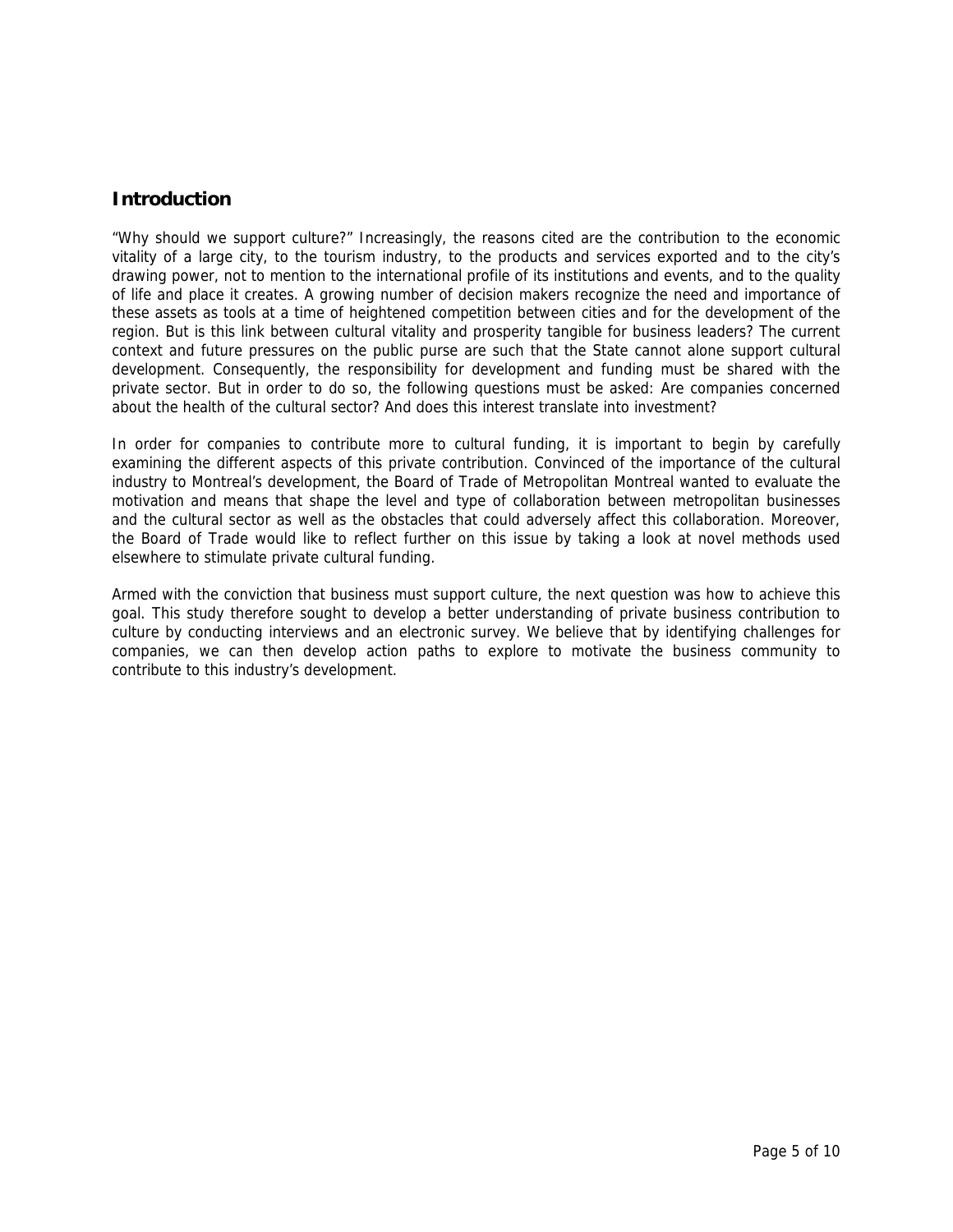## Introduction

"Why should we support culture?" Increasingly, the reasons cited are the contribution to the economic vitality of a large city, to the tourism industry, to the products and services exported and to the city's drawing power, not to mention to the international profile of its institutions and events, and to the quality of life and place it creates. A growing number of decision makers recognize the need and importance of these assets as tools at a time of heightened competition between cities and for the development of the region. But is this link between cultural vitality and prosperity tangible for business leaders? The current context and future pressures on the public purse are such that the State cannot alone support cultural development. Consequently, the responsibility for development and funding must be shared with the private sector. But in order to do so, the following questions must be asked: Are companies concerned about the health of the cultural sector? And does this interest translate into investment?

In order for companies to contribute more to cultural funding, it is important to begin by carefully examining the different aspects of this private contribution. Convinced of the importance of the cultural industry to Montreal's development, the Board of Trade of Metropolitan Montreal wanted to evaluate the motivation and means that shape the level and type of collaboration between metropolitan businesses and the cultural sector as well as the obstacles that could adversely affect this collaboration. Moreover, the Board of Trade would like to reflect further on this issue by taking a look at novel methods used elsewhere to stimulate private cultural funding.

Armed with the conviction that business must support culture, the next question was how to achieve this goal. This study therefore sought to develop a better understanding of private business contribution to culture by conducting interviews and an electronic survey. We believe that by identifying challenges for companies, we can then develop action paths to explore to motivate the business community to contribute to this industry's development.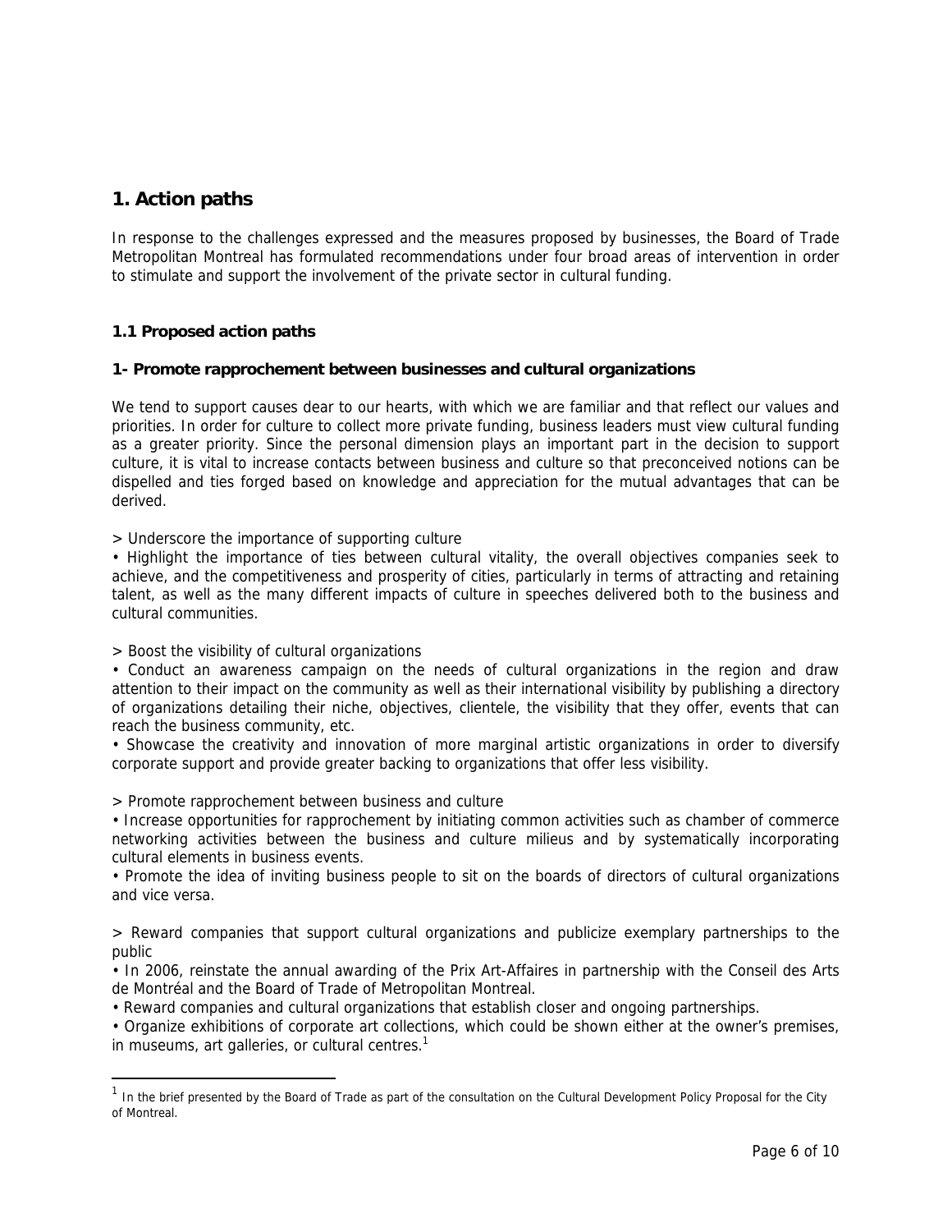## 1. Action paths

In response to the challenges expressed and the measures proposed by businesses, the Board of Trade Metropolitan Montreal has formulated recommendations under four broad areas of intervention in order to stimulate and support the involvement of the private sector in cultural funding.

### 1.1 Proposed action paths

**1- Promote rapprochement between businesses and cultural organizations**

We tend to support causes dear to our hearts, with which we are familiar and that reflect our values and priorities. In order for culture to collect more private funding, business leaders must view cultural funding as a greater priority. Since the personal dimension plays an important part in the decision to support culture, it is vital to increase contacts between business and culture so that preconceived notions can be dispelled and ties forged based on knowledge and appreciation for the mutual advantages that can be derived.

> Underscore the importance of supporting culture

• Highlight the importance of ties between cultural vitality, the overall objectives companies seek to achieve, and the competitiveness and prosperity of cities, particularly in terms of attracting and retaining talent, as well as the many different impacts of culture in speeches delivered both to the business and cultural communities.

> Boost the visibility of cultural organizations

• Conduct an awareness campaign on the needs of cultural organizations in the region and draw attention to their impact on the community as well as their international visibility by publishing a directory of organizations detailing their niche, objectives, clientele, the visibility that they offer, events that can reach the business community, etc.

• Showcase the creativity and innovation of more marginal artistic organizations in order to diversify corporate support and provide greater backing to organizations that offer less visibility.

> Promote rapprochement between business and culture

• Increase opportunities for rapprochement by initiating common activities such as chamber of commerce networking activities between the business and culture milieus and by systematically incorporating cultural elements in business events.

• Promote the idea of inviting business people to sit on the boards of directors of cultural organizations and vice versa.

> Reward companies that support cultural organizations and publicize exemplary partnerships to the public

• In 2006, reinstate the annual awarding of the Prix Art-Affaires in partnership with the Conseil des Arts de Montréal and the Board of Trade of Metropolitan Montreal.

• Reward companies and cultural organizations that establish closer and ongoing partnerships.

• Organize exhibitions of corporate art collections, which could be shown either at the owner's premises, in museums, art galleries, or cultural centres.[1]

[1] In the brief presented by the Board of Trade as part of the consultation on the Cultural Development Policy Proposal for the City of Montreal.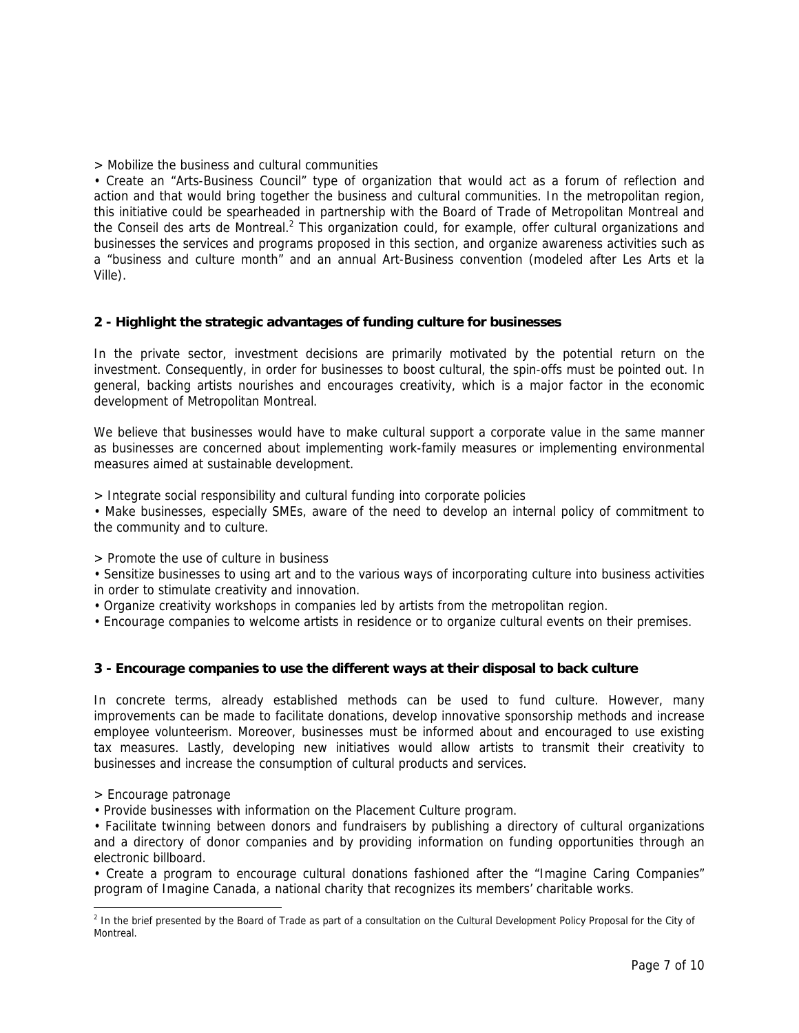> Mobilize the business and cultural communities

• Create an "Arts-Business Council" type of organization that would act as a forum of reflection and action and that would bring together the business and cultural communities. In the metropolitan region, this initiative could be spearheaded in partnership with the Board of Trade of Metropolitan Montreal and the Conseil des arts de Montreal.[2] This organization could, for example, offer cultural organizations and businesses the services and programs proposed in this section, and organize awareness activities such as a "business and culture month" and an annual Art-Business convention (modeled after Les Arts et la Ville).

**2 - Highlight the strategic advantages of funding culture for businesses**

In the private sector, investment decisions are primarily motivated by the potential return on the investment. Consequently, in order for businesses to boost cultural, the spin-offs must be pointed out. In general, backing artists nourishes and encourages creativity, which is a major factor in the economic development of Metropolitan Montreal.

We believe that businesses would have to make cultural support a corporate value in the same manner as businesses are concerned about implementing work-family measures or implementing environmental measures aimed at sustainable development.

> Integrate social responsibility and cultural funding into corporate policies

• Make businesses, especially SMEs, aware of the need to develop an internal policy of commitment to the community and to culture.

> Promote the use of culture in business

• Sensitize businesses to using art and to the various ways of incorporating culture into business activities in order to stimulate creativity and innovation.

• Organize creativity workshops in companies led by artists from the metropolitan region.

• Encourage companies to welcome artists in residence or to organize cultural events on their premises.

**3 - Encourage companies to use the different ways at their disposal to back culture**

In concrete terms, already established methods can be used to fund culture. However, many improvements can be made to facilitate donations, develop innovative sponsorship methods and increase employee volunteerism. Moreover, businesses must be informed about and encouraged to use existing tax measures. Lastly, developing new initiatives would allow artists to transmit their creativity to businesses and increase the consumption of cultural products and services.

> Encourage patronage

• Provide businesses with information on the Placement Culture program.

• Facilitate twinning between donors and fundraisers by publishing a directory of cultural organizations and a directory of donor companies and by providing information on funding opportunities through an electronic billboard.

• Create a program to encourage cultural donations fashioned after the "Imagine Caring Companies" program of Imagine Canada, a national charity that recognizes its members' charitable works.

---

[2] In the brief presented by the Board of Trade as part of a consultation on the Cultural Development Policy Proposal for the City of Montreal.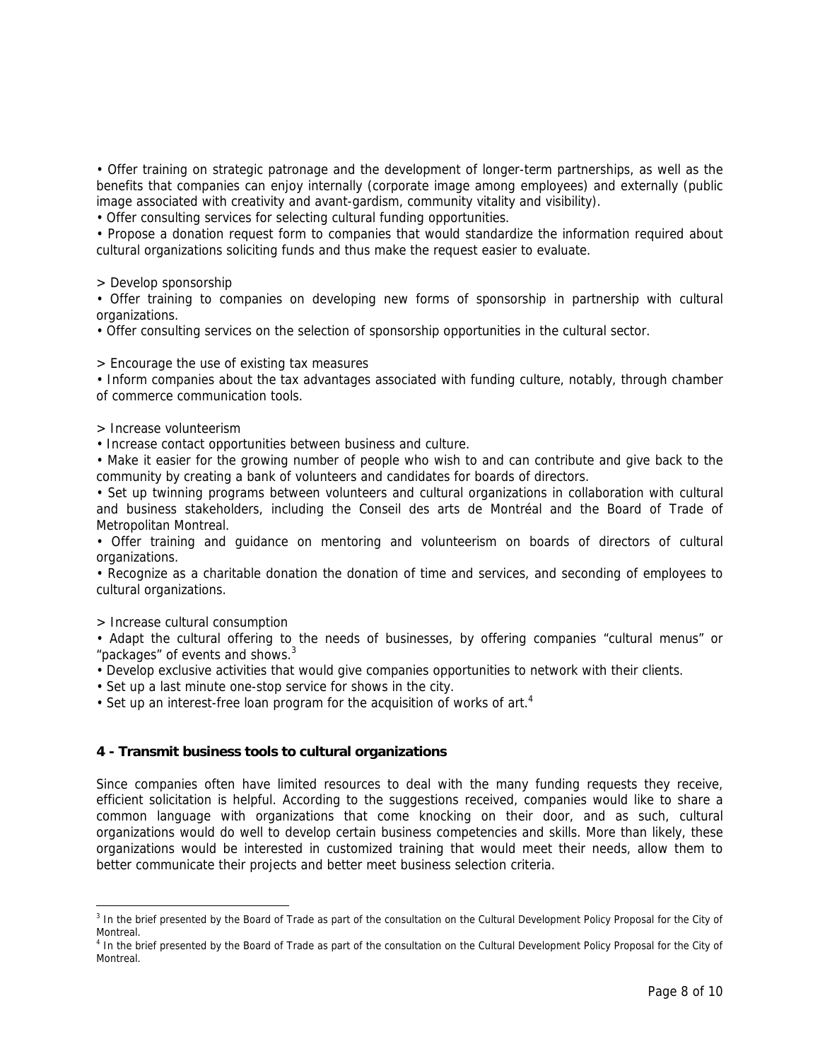• Offer training on strategic patronage and the development of longer-term partnerships, as well as the benefits that companies can enjoy internally (corporate image among employees) and externally (public image associated with creativity and avant-gardism, community vitality and visibility).
• Offer consulting services for selecting cultural funding opportunities.
• Propose a donation request form to companies that would standardize the information required about cultural organizations soliciting funds and thus make the request easier to evaluate.

> Develop sponsorship

• Offer training to companies on developing new forms of sponsorship in partnership with cultural organizations.
• Offer consulting services on the selection of sponsorship opportunities in the cultural sector.

> Encourage the use of existing tax measures

• Inform companies about the tax advantages associated with funding culture, notably, through chamber of commerce communication tools.

> Increase volunteerism

• Increase contact opportunities between business and culture.
• Make it easier for the growing number of people who wish to and can contribute and give back to the community by creating a bank of volunteers and candidates for boards of directors.
• Set up twinning programs between volunteers and cultural organizations in collaboration with cultural and business stakeholders, including the Conseil des arts de Montréal and the Board of Trade of Metropolitan Montreal.
• Offer training and guidance on mentoring and volunteerism on boards of directors of cultural organizations.
• Recognize as a charitable donation the donation of time and services, and seconding of employees to cultural organizations.

> Increase cultural consumption

• Adapt the cultural offering to the needs of businesses, by offering companies “cultural menus” or “packages” of events and shows.[3]
• Develop exclusive activities that would give companies opportunities to network with their clients.
• Set up a last minute one-stop service for shows in the city.
• Set up an interest-free loan program for the acquisition of works of art.[4]

### 4 - Transmit business tools to cultural organizations

Since companies often have limited resources to deal with the many funding requests they receive, efficient solicitation is helpful. According to the suggestions received, companies would like to share a common language with organizations that come knocking on their door, and as such, cultural organizations would do well to develop certain business competencies and skills. More than likely, these organizations would be interested in customized training that would meet their needs, allow them to better communicate their projects and better meet business selection criteria.

---

[3] In the brief presented by the Board of Trade as part of the consultation on the Cultural Development Policy Proposal for the City of Montreal.

[4] In the brief presented by the Board of Trade as part of the consultation on the Cultural Development Policy Proposal for the City of Montreal.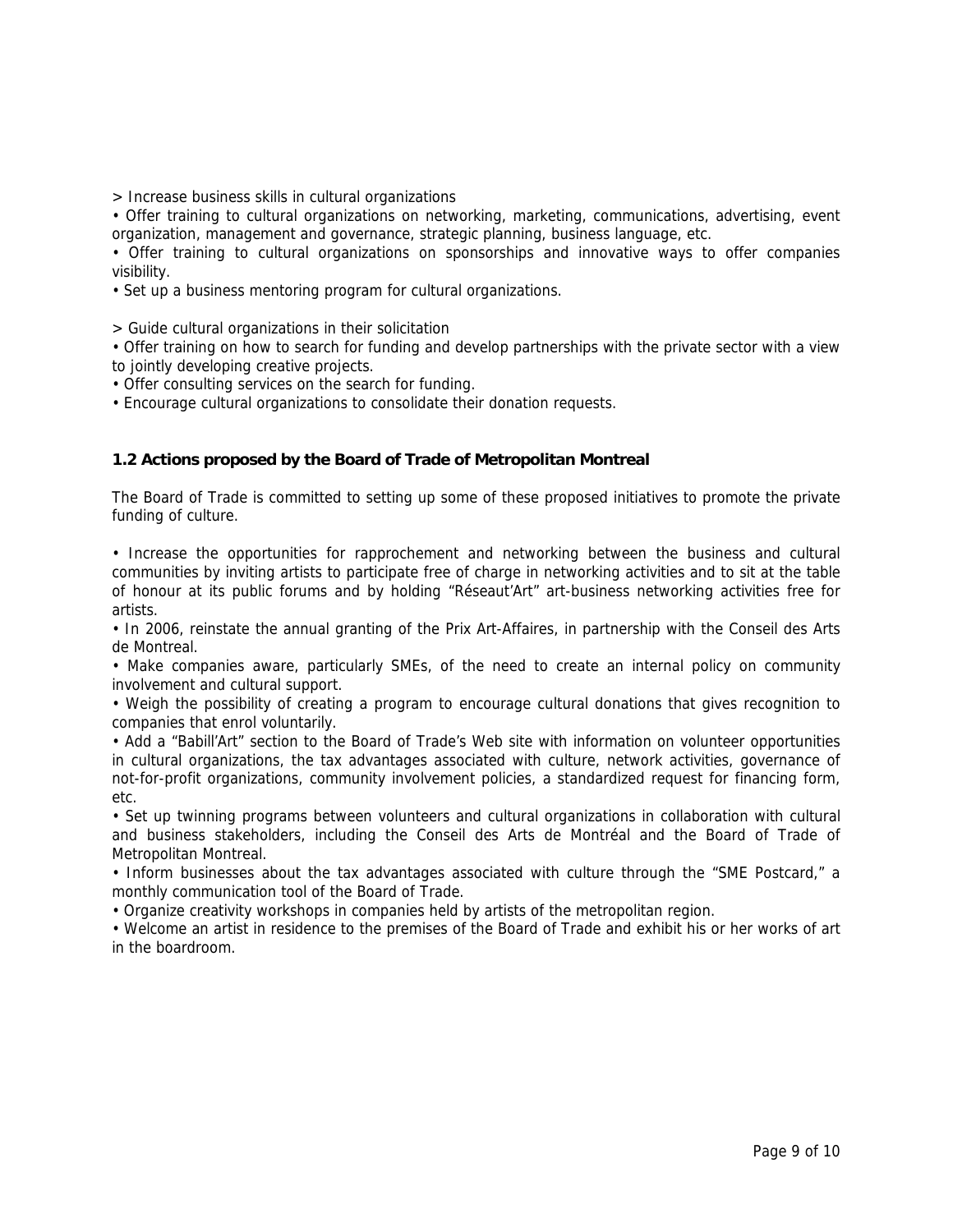> Increase business skills in cultural organizations

• Offer training to cultural organizations on networking, marketing, communications, advertising, event organization, management and governance, strategic planning, business language, etc.

• Offer training to cultural organizations on sponsorships and innovative ways to offer companies visibility.

• Set up a business mentoring program for cultural organizations.

> Guide cultural organizations in their solicitation

• Offer training on how to search for funding and develop partnerships with the private sector with a view to jointly developing creative projects.

• Offer consulting services on the search for funding.

• Encourage cultural organizations to consolidate their donation requests.

### 1.2 Actions proposed by the Board of Trade of Metropolitan Montreal

The Board of Trade is committed to setting up some of these proposed initiatives to promote the private funding of culture.

• Increase the opportunities for rapprochement and networking between the business and cultural communities by inviting artists to participate free of charge in networking activities and to sit at the table of honour at its public forums and by holding "Réseaut'Art" art-business networking activities free for artists.

• In 2006, reinstate the annual granting of the Prix Art-Affaires, in partnership with the Conseil des Arts de Montreal.

• Make companies aware, particularly SMEs, of the need to create an internal policy on community involvement and cultural support.

• Weigh the possibility of creating a program to encourage cultural donations that gives recognition to companies that enrol voluntarily.

• Add a "Babill'Art" section to the Board of Trade's Web site with information on volunteer opportunities in cultural organizations, the tax advantages associated with culture, network activities, governance of not-for-profit organizations, community involvement policies, a standardized request for financing form, etc.

• Set up twinning programs between volunteers and cultural organizations in collaboration with cultural and business stakeholders, including the Conseil des Arts de Montréal and the Board of Trade of Metropolitan Montreal.

• Inform businesses about the tax advantages associated with culture through the "SME Postcard," a monthly communication tool of the Board of Trade.

• Organize creativity workshops in companies held by artists of the metropolitan region.

• Welcome an artist in residence to the premises of the Board of Trade and exhibit his or her works of art in the boardroom.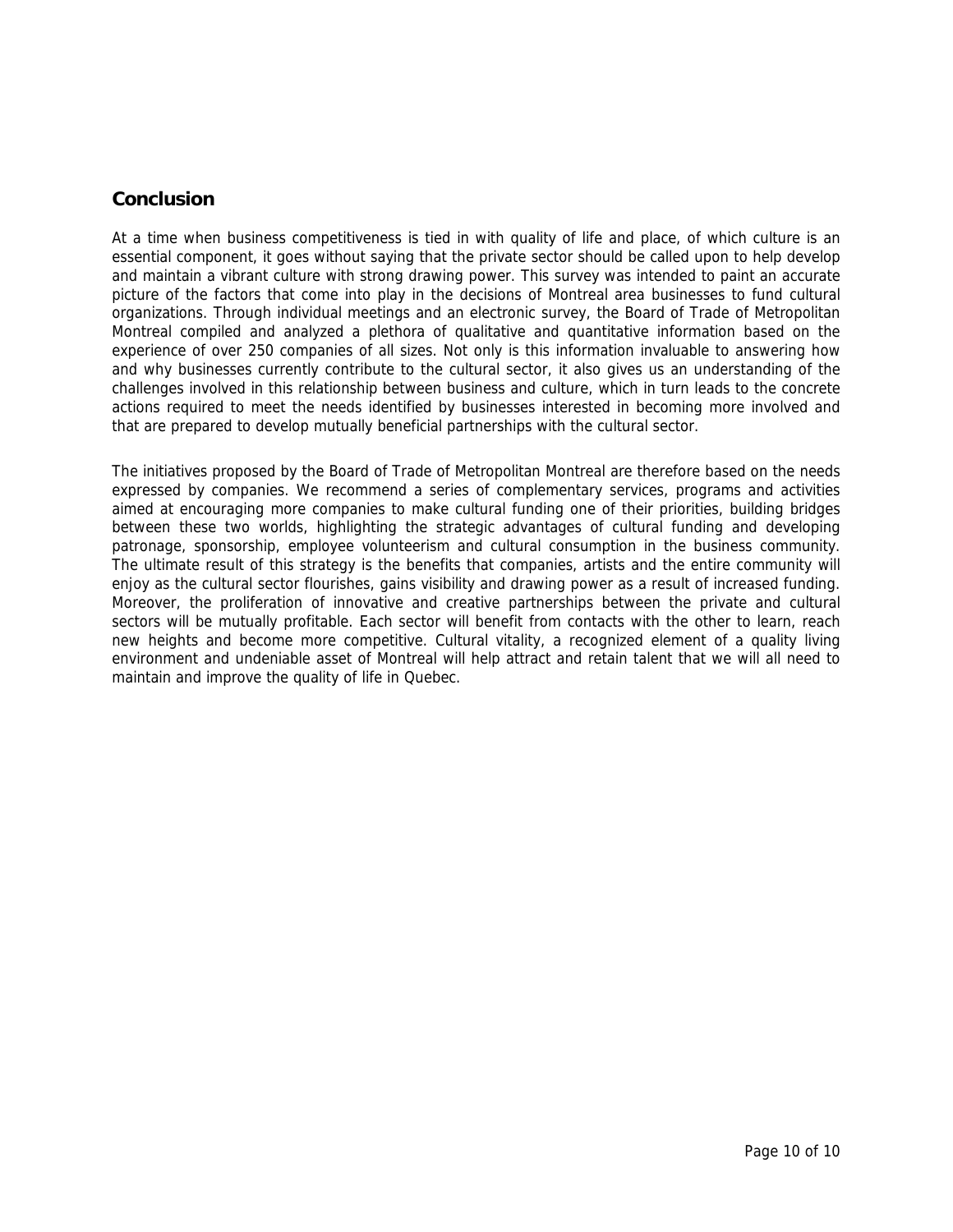## Conclusion

At a time when business competitiveness is tied in with quality of life and place, of which culture is an essential component, it goes without saying that the private sector should be called upon to help develop and maintain a vibrant culture with strong drawing power. This survey was intended to paint an accurate picture of the factors that come into play in the decisions of Montreal area businesses to fund cultural organizations. Through individual meetings and an electronic survey, the Board of Trade of Metropolitan Montreal compiled and analyzed a plethora of qualitative and quantitative information based on the experience of over 250 companies of all sizes. Not only is this information invaluable to answering how and why businesses currently contribute to the cultural sector, it also gives us an understanding of the challenges involved in this relationship between business and culture, which in turn leads to the concrete actions required to meet the needs identified by businesses interested in becoming more involved and that are prepared to develop mutually beneficial partnerships with the cultural sector.

The initiatives proposed by the Board of Trade of Metropolitan Montreal are therefore based on the needs expressed by companies. We recommend a series of complementary services, programs and activities aimed at encouraging more companies to make cultural funding one of their priorities, building bridges between these two worlds, highlighting the strategic advantages of cultural funding and developing patronage, sponsorship, employee volunteerism and cultural consumption in the business community. The ultimate result of this strategy is the benefits that companies, artists and the entire community will enjoy as the cultural sector flourishes, gains visibility and drawing power as a result of increased funding. Moreover, the proliferation of innovative and creative partnerships between the private and cultural sectors will be mutually profitable. Each sector will benefit from contacts with the other to learn, reach new heights and become more competitive. Cultural vitality, a recognized element of a quality living environment and undeniable asset of Montreal will help attract and retain talent that we will all need to maintain and improve the quality of life in Quebec.